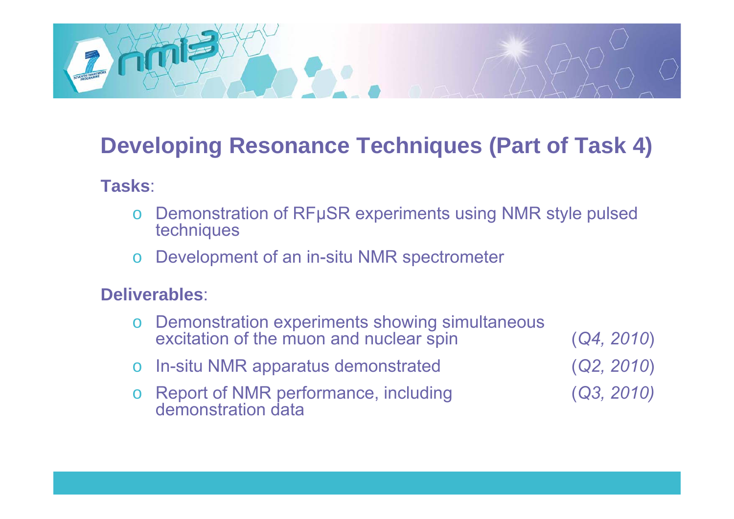# Developing Resonance Techniques (Part of Task 4)

**Tasks**:

- Demonstration of RFμSR experiments using NMR style pulsed techniques
- Development of an in-situ NMR spectrometer

**Deliverables**:

- Demonstration experiments showing simultaneous excitation of the muon and nuclear spin (*Q4, 2010*)
- In-situ NMR apparatus demonstrated (*Q2, 2010*)
- Report of NMR performance, including demonstration data (*Q3, 2010)*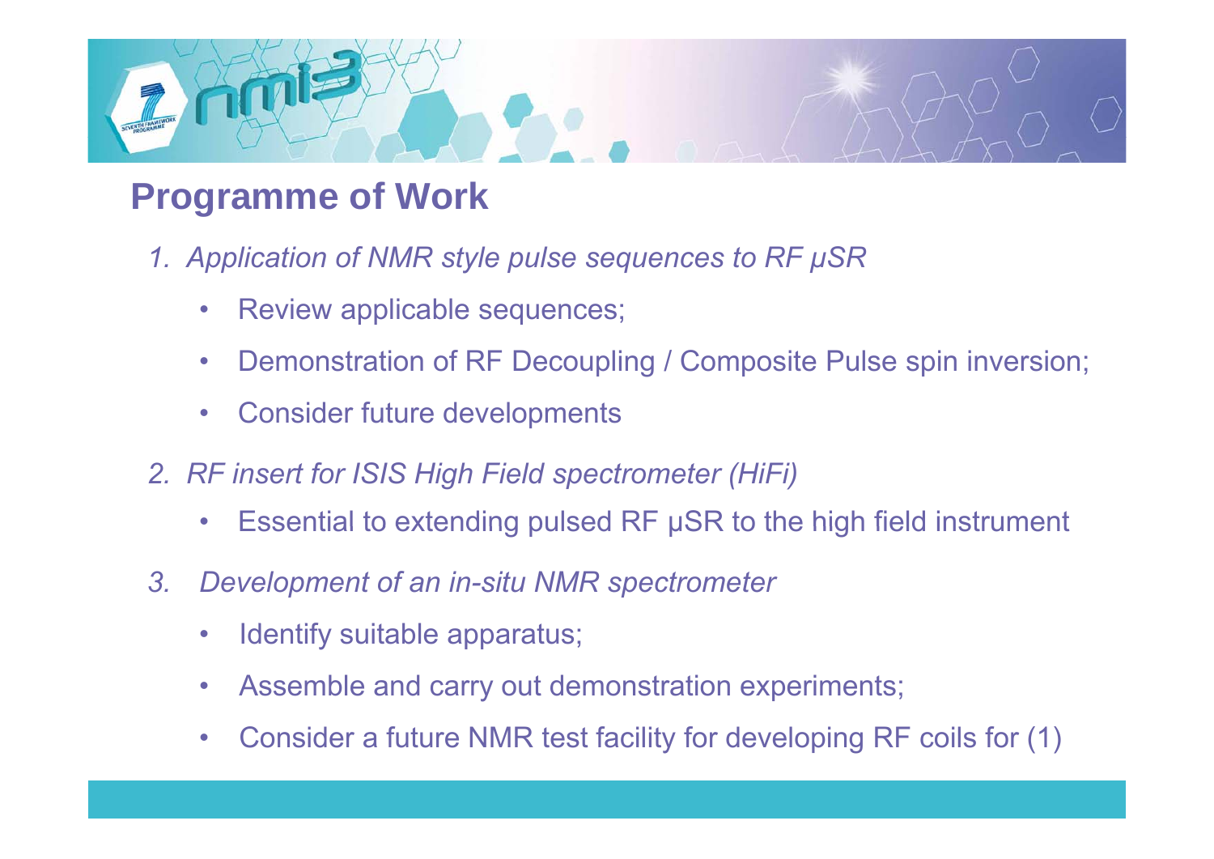## Programme of Work

1. *Application of NMR style pulse sequences to RF μSR*
   - Review applicable sequences;
   - Demonstration of RF Decoupling / Composite Pulse spin inversion;
   - Consider future developments
2. *RF insert for ISIS High Field spectrometer (HiFi)*
   - Essential to extending pulsed RF μSR to the high field instrument
3. *Development of an in-situ NMR spectrometer*
   - Identify suitable apparatus;
   - Assemble and carry out demonstration experiments;
   - Consider a future NMR test facility for developing RF coils for (1)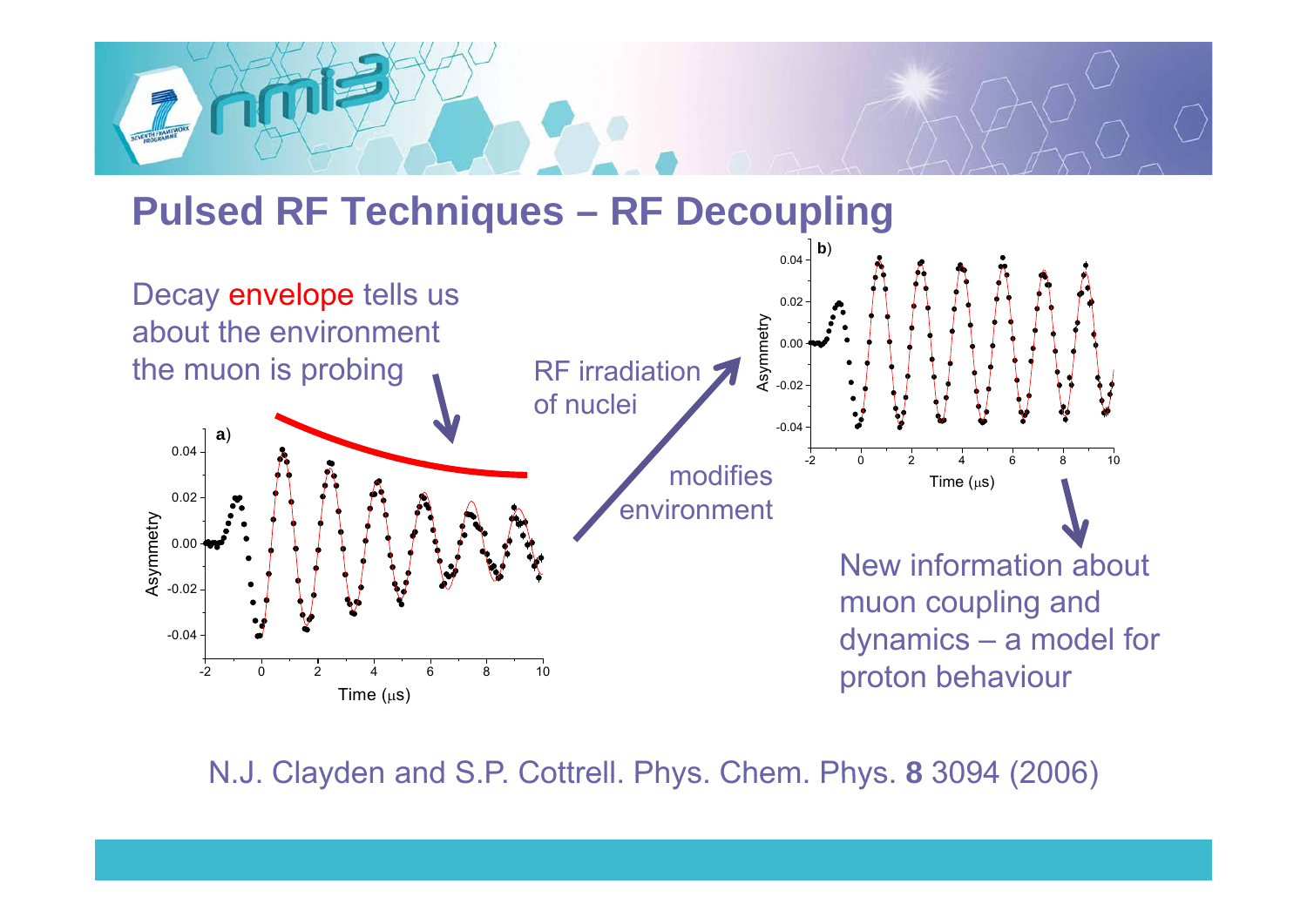## Pulsed RF Techniques – RF Decoupling

Decay envelope tells us about the environment the muon is probing

RF irradiation of nuclei

modifies environment

New information about muon coupling and dynamics – a model for proton behaviour

N.J. Clayden and S.P. Cottrell. Phys. Chem. Phys. **8** 3094 (2006)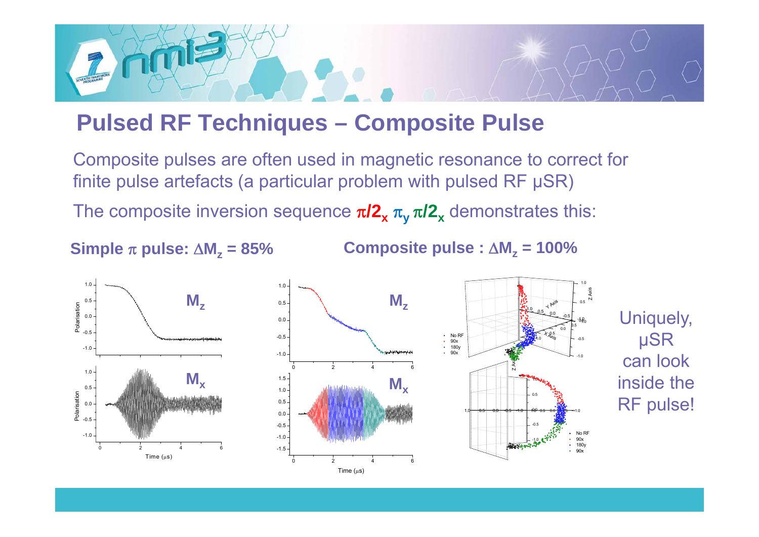# Pulsed RF Techniques – Composite Pulse

Composite pulses are often used in magnetic resonance to correct for finite pulse artefacts (a particular problem with pulsed RF μSR)

The composite inversion sequence $\pi/2_x$ $\pi_y$ $\pi/2_x$ demonstrates this:

**Simple $\pi$ pulse: $\Delta M_z$ = 85%**

**Composite pulse : $\Delta M_z$ = 100%**

Uniquely, μSR can look inside the RF pulse!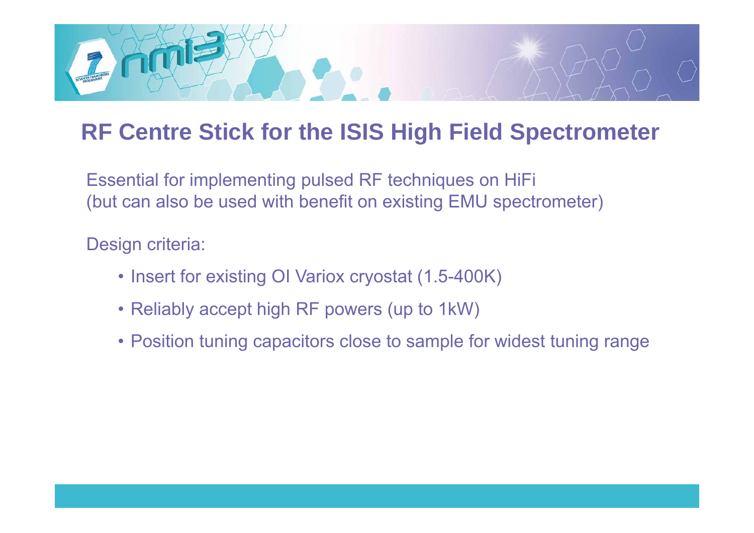# RF Centre Stick for the ISIS High Field Spectrometer

Essential for implementing pulsed RF techniques on HiFi
(but can also be used with benefit on existing EMU spectrometer)

Design criteria:

- Insert for existing OI Variox cryostat (1.5-400K)
- Reliably accept high RF powers (up to 1kW)
- Position tuning capacitors close to sample for widest tuning range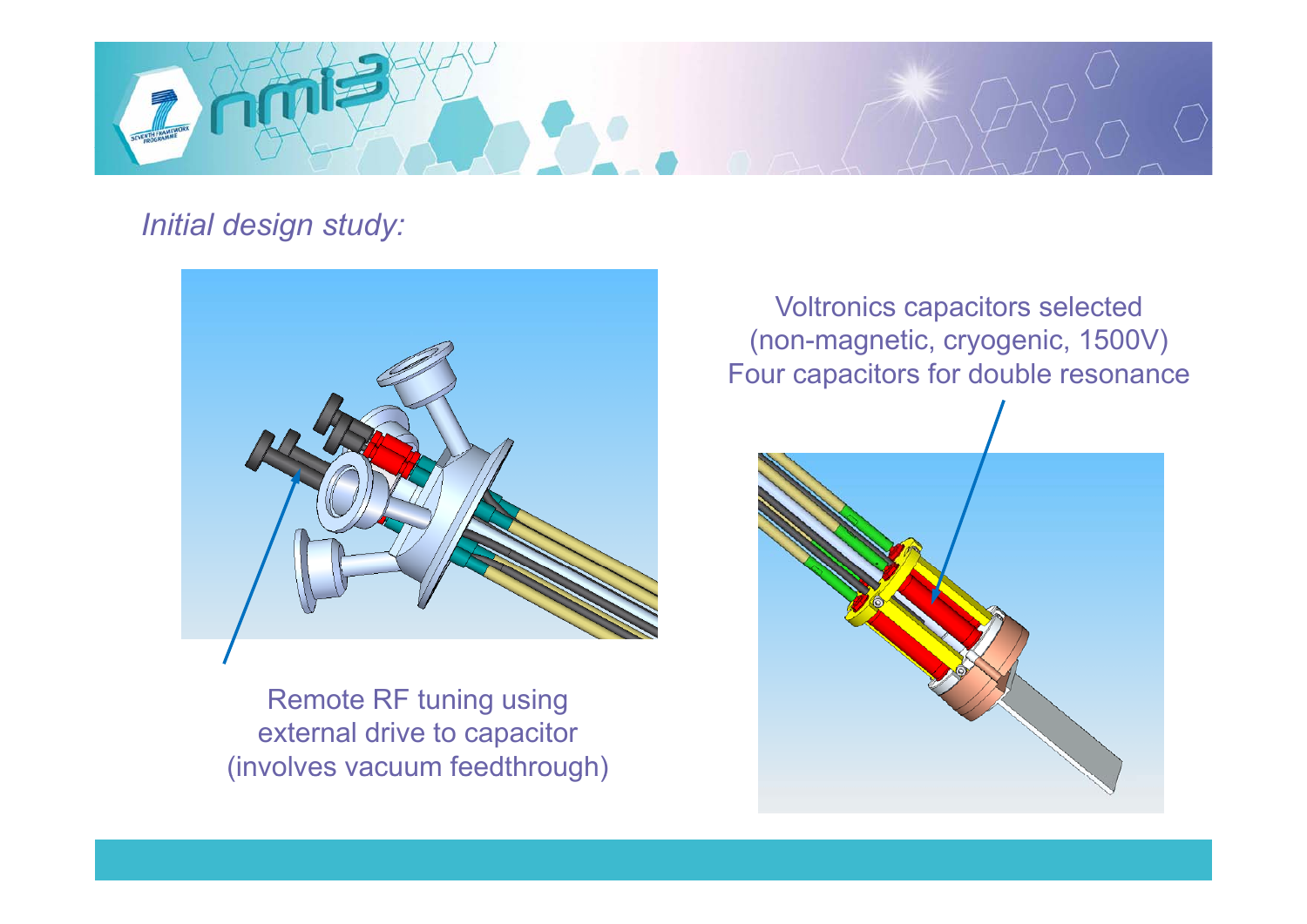*Initial design study:*

Remote RF tuning using external drive to capacitor (involves vacuum feedthrough)

Voltronics capacitors selected (non-magnetic, cryogenic, 1500V) Four capacitors for double resonance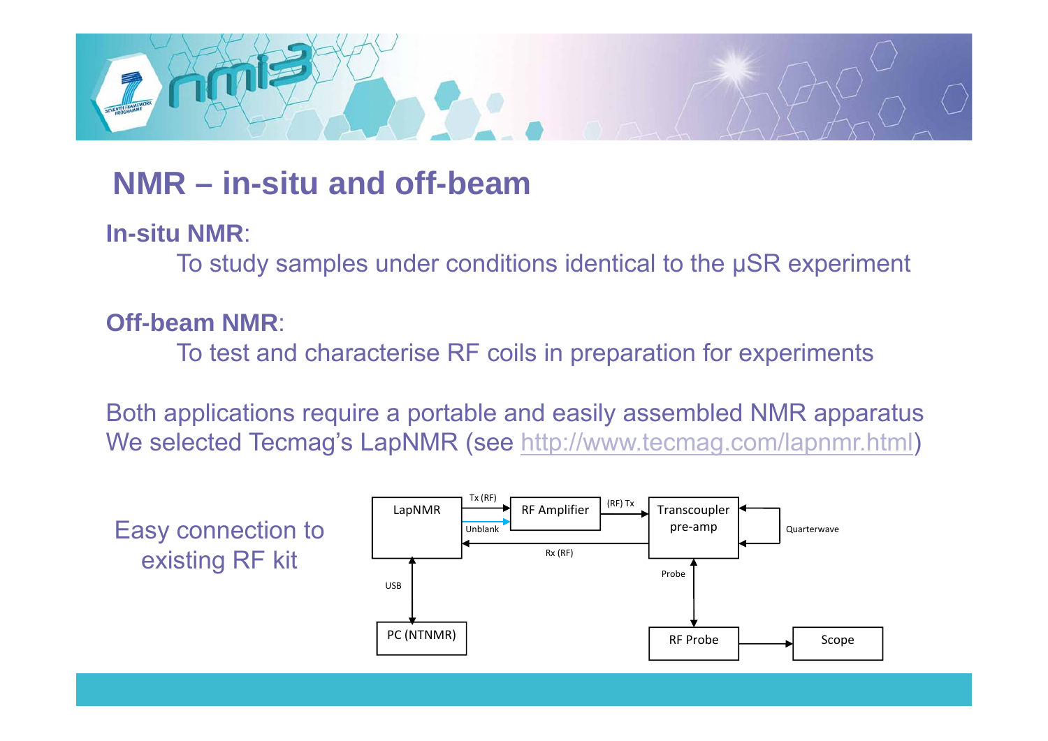## NMR – in-situ and off-beam

**In-situ NMR**:

To study samples under conditions identical to the μSR experiment

**Off-beam NMR**:

To test and characterise RF coils in preparation for experiments

Both applications require a portable and easily assembled NMR apparatus
We selected Tecmag's LapNMR (see http://www.tecmag.com/lapnmr.html)

Easy connection to existing RF kit

LapNMR, Tx (RF), RF Amplifier, (RF) Tx, Transcoupler pre-amp, Unblank, Rx (RF), Quarterwave, USB, Probe, PC (NTNMR), RF Probe, Scope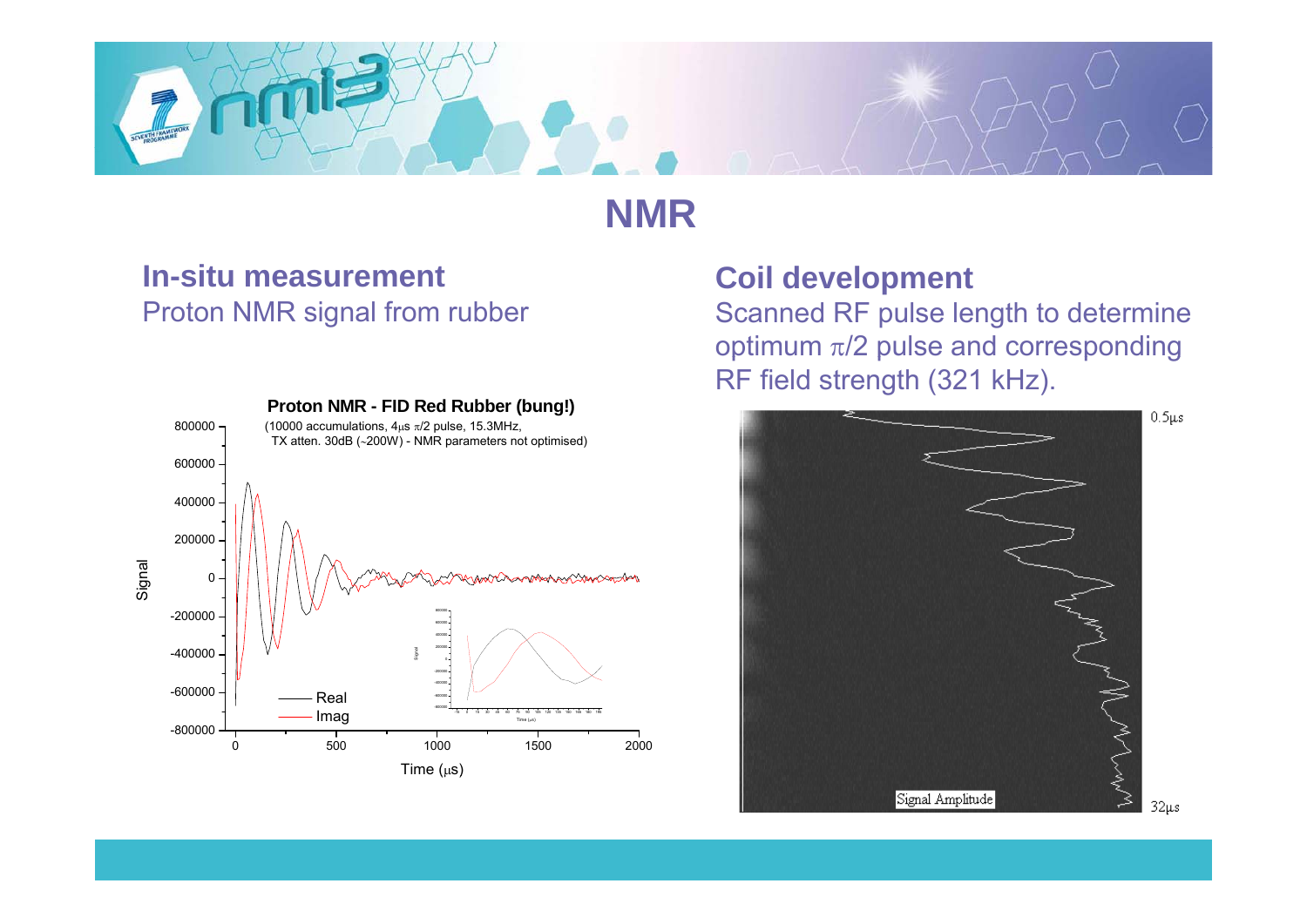# NMR

## In-situ measurement

Proton NMR signal from rubber

**Proton NMR - FID Red Rubber (bung!)**

(10000 accumulations, 4μs $\pi/2$ pulse, 15.3MHz, TX atten. 30dB (~200W) - NMR parameters not optimised)

## Coil development

Scanned RF pulse length to determine optimum $\pi/2$ pulse and corresponding RF field strength (321 kHz).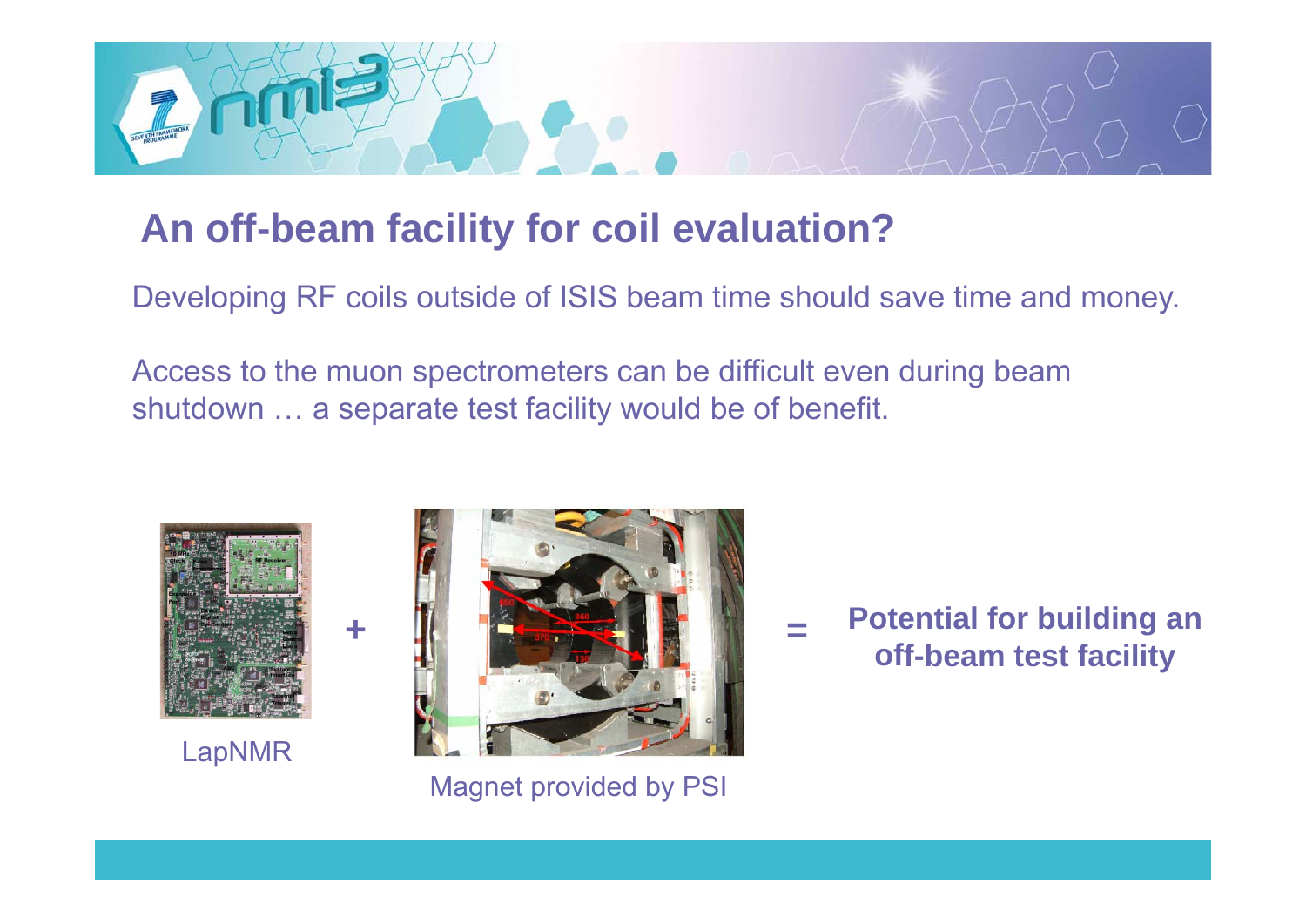## An off-beam facility for coil evaluation?

Developing RF coils outside of ISIS beam time should save time and money.

Access to the muon spectrometers can be difficult even during beam shutdown … a separate test facility would be of benefit.

LapNMR + Magnet provided by PSI = **Potential for building an off-beam test facility**